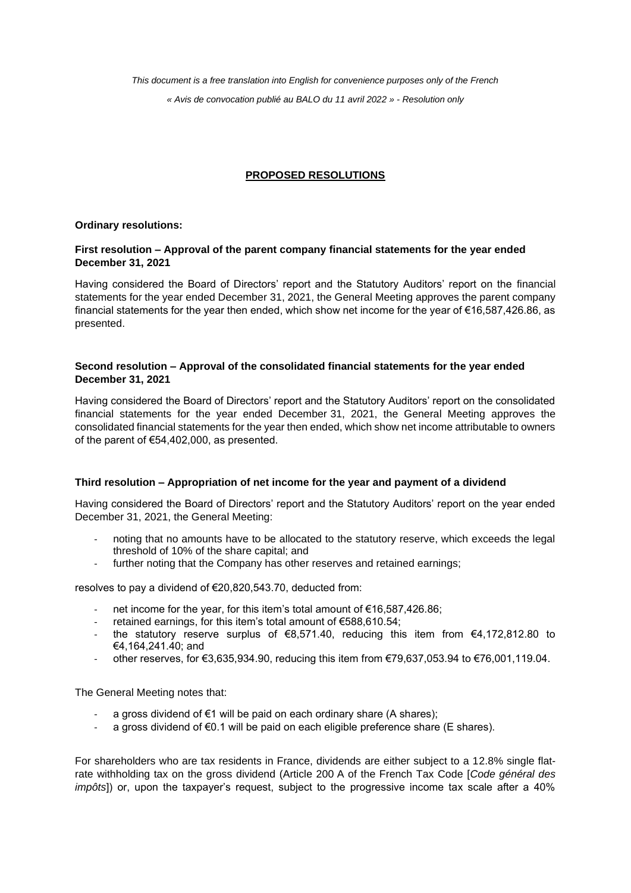*This document is a free translation into English for convenience purposes only of the French*

*« Avis de convocation publié au BALO du 11 avril 2022 » - Resolution only*

## PROPOSED RESOLUTIONS

**Ordinary resolutions:**

**First resolution – Approval of the parent company financial statements for the year ended December 31, 2021**

Having considered the Board of Directors' report and the Statutory Auditors' report on the financial statements for the year ended December 31, 2021, the General Meeting approves the parent company financial statements for the year then ended, which show net income for the year of €16,587,426.86, as presented.

**Second resolution – Approval of the consolidated financial statements for the year ended December 31, 2021**

Having considered the Board of Directors' report and the Statutory Auditors' report on the consolidated financial statements for the year ended December 31, 2021, the General Meeting approves the consolidated financial statements for the year then ended, which show net income attributable to owners of the parent of €54,402,000, as presented.

**Third resolution – Appropriation of net income for the year and payment of a dividend**

Having considered the Board of Directors' report and the Statutory Auditors' report on the year ended December 31, 2021, the General Meeting:

- noting that no amounts have to be allocated to the statutory reserve, which exceeds the legal threshold of 10% of the share capital; and
- further noting that the Company has other reserves and retained earnings;

resolves to pay a dividend of €20,820,543.70, deducted from:

- net income for the year, for this item's total amount of €16,587,426.86;
- retained earnings, for this item's total amount of €588,610.54;
- the statutory reserve surplus of €8,571.40, reducing this item from €4,172,812.80 to €4,164,241.40; and
- other reserves, for €3,635,934.90, reducing this item from €79,637,053.94 to €76,001,119.04.

The General Meeting notes that:

- a gross dividend of €1 will be paid on each ordinary share (A shares);
- a gross dividend of €0.1 will be paid on each eligible preference share (E shares).

For shareholders who are tax residents in France, dividends are either subject to a 12.8% single flat-rate withholding tax on the gross dividend (Article 200 A of the French Tax Code [*Code général des impôts*]) or, upon the taxpayer's request, subject to the progressive income tax scale after a 40%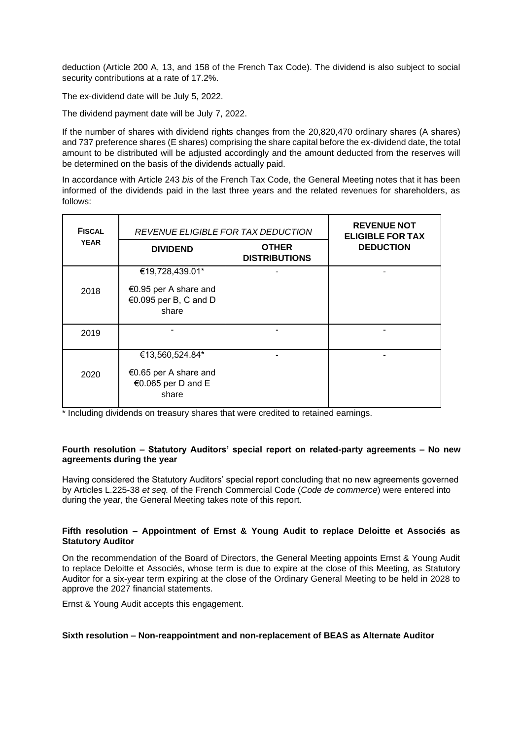deduction (Article 200 A, 13, and 158 of the French Tax Code). The dividend is also subject to social security contributions at a rate of 17.2%.

The ex-dividend date will be July 5, 2022.

The dividend payment date will be July 7, 2022.

If the number of shares with dividend rights changes from the 20,820,470 ordinary shares (A shares) and 737 preference shares (E shares) comprising the share capital before the ex-dividend date, the total amount to be distributed will be adjusted accordingly and the amount deducted from the reserves will be determined on the basis of the dividends actually paid.

In accordance with Article 243 *bis* of the French Tax Code, the General Meeting notes that it has been informed of the dividends paid in the last three years and the related revenues for shareholders, as follows:

| **Fiscal Year** | *Revenue eligible for tax deduction* | | **Revenue not eligible for tax deduction** |
|---|---|---|---|
| | **Dividend** | **Other distributions** | |
| 2018 | €19,728,439.01* <br> €0.95 per A share and €0.095 per B, C and D share | - | - |
| 2019 | - | - | - |
| 2020 | €13,560,524.84* <br> €0.65 per A share and €0.065 per D and E share | - | - |

\* Including dividends on treasury shares that were credited to retained earnings.

**Fourth resolution – Statutory Auditors' special report on related-party agreements – No new agreements during the year**

Having considered the Statutory Auditors' special report concluding that no new agreements governed by Articles L.225-38 *et seq.* of the French Commercial Code (*Code de commerce*) were entered into during the year, the General Meeting takes note of this report.

**Fifth resolution – Appointment of Ernst & Young Audit to replace Deloitte et Associés as Statutory Auditor**

On the recommendation of the Board of Directors, the General Meeting appoints Ernst & Young Audit to replace Deloitte et Associés, whose term is due to expire at the close of this Meeting, as Statutory Auditor for a six-year term expiring at the close of the Ordinary General Meeting to be held in 2028 to approve the 2027 financial statements.

Ernst & Young Audit accepts this engagement.

**Sixth resolution – Non-reappointment and non-replacement of BEAS as Alternate Auditor**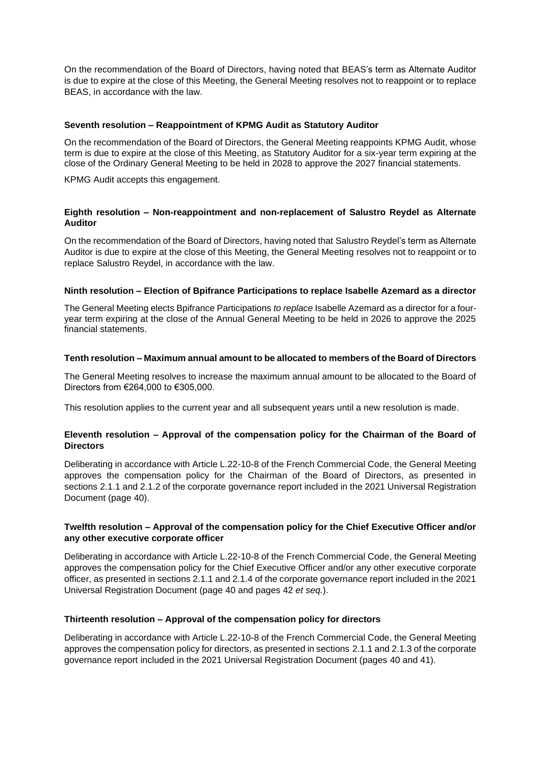On the recommendation of the Board of Directors, having noted that BEAS's term as Alternate Auditor is due to expire at the close of this Meeting, the General Meeting resolves not to reappoint or to replace BEAS, in accordance with the law.

**Seventh resolution – Reappointment of KPMG Audit as Statutory Auditor**

On the recommendation of the Board of Directors, the General Meeting reappoints KPMG Audit, whose term is due to expire at the close of this Meeting, as Statutory Auditor for a six-year term expiring at the close of the Ordinary General Meeting to be held in 2028 to approve the 2027 financial statements.

KPMG Audit accepts this engagement.

**Eighth resolution – Non-reappointment and non-replacement of Salustro Reydel as Alternate Auditor**

On the recommendation of the Board of Directors, having noted that Salustro Reydel's term as Alternate Auditor is due to expire at the close of this Meeting, the General Meeting resolves not to reappoint or to replace Salustro Reydel, in accordance with the law.

**Ninth resolution – Election of Bpifrance Participations to replace Isabelle Azemard as a director**

The General Meeting elects Bpifrance Participations *to replace* Isabelle Azemard as a director for a four-year term expiring at the close of the Annual General Meeting to be held in 2026 to approve the 2025 financial statements.

**Tenth resolution – Maximum annual amount to be allocated to members of the Board of Directors**

The General Meeting resolves to increase the maximum annual amount to be allocated to the Board of Directors from €264,000 to €305,000.

This resolution applies to the current year and all subsequent years until a new resolution is made.

**Eleventh resolution – Approval of the compensation policy for the Chairman of the Board of Directors**

Deliberating in accordance with Article L.22-10-8 of the French Commercial Code, the General Meeting approves the compensation policy for the Chairman of the Board of Directors, as presented in sections 2.1.1 and 2.1.2 of the corporate governance report included in the 2021 Universal Registration Document (page 40).

**Twelfth resolution – Approval of the compensation policy for the Chief Executive Officer and/or any other executive corporate officer**

Deliberating in accordance with Article L.22-10-8 of the French Commercial Code, the General Meeting approves the compensation policy for the Chief Executive Officer and/or any other executive corporate officer, as presented in sections 2.1.1 and 2.1.4 of the corporate governance report included in the 2021 Universal Registration Document (page 40 and pages 42 *et seq.*).

**Thirteenth resolution – Approval of the compensation policy for directors**

Deliberating in accordance with Article L.22-10-8 of the French Commercial Code, the General Meeting approves the compensation policy for directors, as presented in sections 2.1.1 and 2.1.3 of the corporate governance report included in the 2021 Universal Registration Document (pages 40 and 41).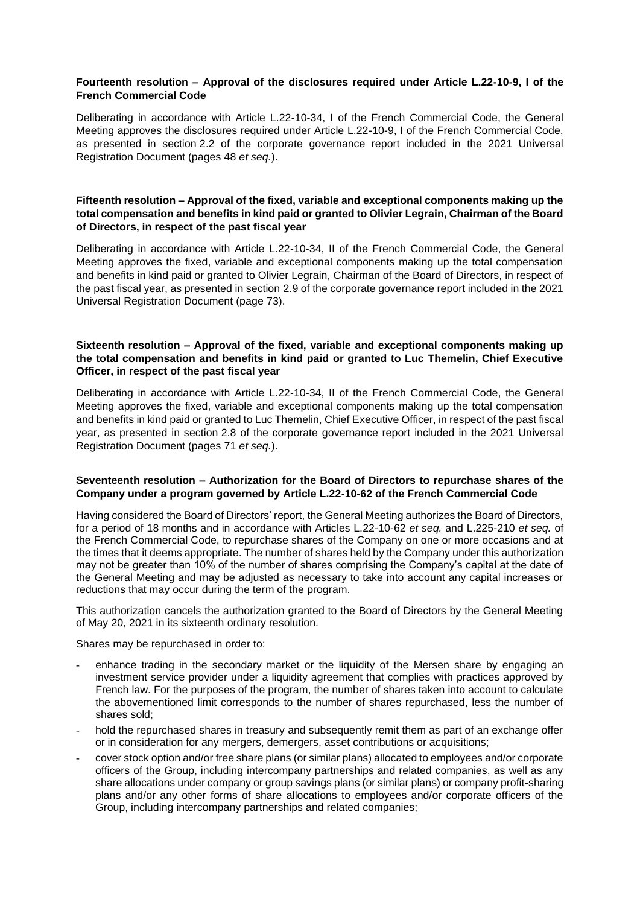**Fourteenth resolution – Approval of the disclosures required under Article L.22-10-9, I of the French Commercial Code**

Deliberating in accordance with Article L.22-10-34, I of the French Commercial Code, the General Meeting approves the disclosures required under Article L.22-10-9, I of the French Commercial Code, as presented in section 2.2 of the corporate governance report included in the 2021 Universal Registration Document (pages 48 *et seq.*).

**Fifteenth resolution – Approval of the fixed, variable and exceptional components making up the total compensation and benefits in kind paid or granted to Olivier Legrain, Chairman of the Board of Directors, in respect of the past fiscal year**

Deliberating in accordance with Article L.22-10-34, II of the French Commercial Code, the General Meeting approves the fixed, variable and exceptional components making up the total compensation and benefits in kind paid or granted to Olivier Legrain, Chairman of the Board of Directors, in respect of the past fiscal year, as presented in section 2.9 of the corporate governance report included in the 2021 Universal Registration Document (page 73).

**Sixteenth resolution – Approval of the fixed, variable and exceptional components making up the total compensation and benefits in kind paid or granted to Luc Themelin, Chief Executive Officer, in respect of the past fiscal year**

Deliberating in accordance with Article L.22-10-34, II of the French Commercial Code, the General Meeting approves the fixed, variable and exceptional components making up the total compensation and benefits in kind paid or granted to Luc Themelin, Chief Executive Officer, in respect of the past fiscal year, as presented in section 2.8 of the corporate governance report included in the 2021 Universal Registration Document (pages 71 *et seq.*).

**Seventeenth resolution – Authorization for the Board of Directors to repurchase shares of the Company under a program governed by Article L.22-10-62 of the French Commercial Code**

Having considered the Board of Directors' report, the General Meeting authorizes the Board of Directors, for a period of 18 months and in accordance with Articles L.22-10-62 *et seq.* and L.225-210 *et seq.* of the French Commercial Code, to repurchase shares of the Company on one or more occasions and at the times that it deems appropriate. The number of shares held by the Company under this authorization may not be greater than 10% of the number of shares comprising the Company's capital at the date of the General Meeting and may be adjusted as necessary to take into account any capital increases or reductions that may occur during the term of the program.

This authorization cancels the authorization granted to the Board of Directors by the General Meeting of May 20, 2021 in its sixteenth ordinary resolution.

Shares may be repurchased in order to:

- enhance trading in the secondary market or the liquidity of the Mersen share by engaging an investment service provider under a liquidity agreement that complies with practices approved by French law. For the purposes of the program, the number of shares taken into account to calculate the abovementioned limit corresponds to the number of shares repurchased, less the number of shares sold;
- hold the repurchased shares in treasury and subsequently remit them as part of an exchange offer or in consideration for any mergers, demergers, asset contributions or acquisitions;
- cover stock option and/or free share plans (or similar plans) allocated to employees and/or corporate officers of the Group, including intercompany partnerships and related companies, as well as any share allocations under company or group savings plans (or similar plans) or company profit-sharing plans and/or any other forms of share allocations to employees and/or corporate officers of the Group, including intercompany partnerships and related companies;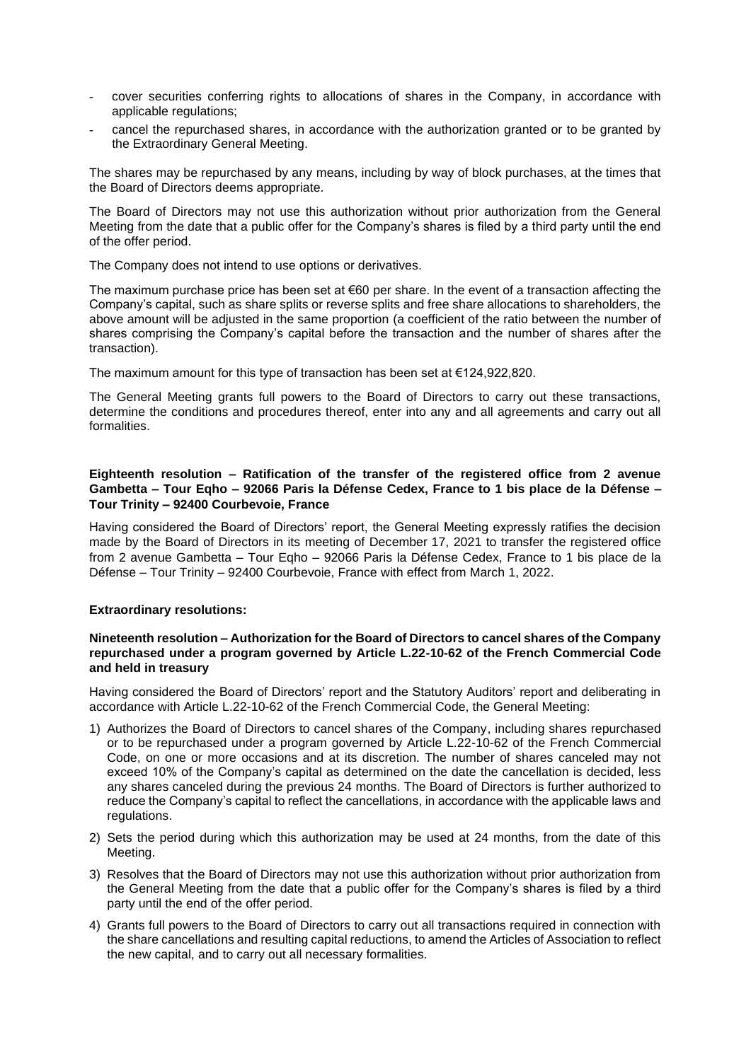- cover securities conferring rights to allocations of shares in the Company, in accordance with applicable regulations;
- cancel the repurchased shares, in accordance with the authorization granted or to be granted by the Extraordinary General Meeting.

The shares may be repurchased by any means, including by way of block purchases, at the times that the Board of Directors deems appropriate.

The Board of Directors may not use this authorization without prior authorization from the General Meeting from the date that a public offer for the Company's shares is filed by a third party until the end of the offer period.

The Company does not intend to use options or derivatives.

The maximum purchase price has been set at €60 per share. In the event of a transaction affecting the Company's capital, such as share splits or reverse splits and free share allocations to shareholders, the above amount will be adjusted in the same proportion (a coefficient of the ratio between the number of shares comprising the Company's capital before the transaction and the number of shares after the transaction).

The maximum amount for this type of transaction has been set at €124,922,820.

The General Meeting grants full powers to the Board of Directors to carry out these transactions, determine the conditions and procedures thereof, enter into any and all agreements and carry out all formalities.

**Eighteenth resolution – Ratification of the transfer of the registered office from 2 avenue Gambetta – Tour Eqho – 92066 Paris la Défense Cedex, France to 1 bis place de la Défense – Tour Trinity – 92400 Courbevoie, France**

Having considered the Board of Directors' report, the General Meeting expressly ratifies the decision made by the Board of Directors in its meeting of December 17, 2021 to transfer the registered office from 2 avenue Gambetta – Tour Eqho – 92066 Paris la Défense Cedex, France to 1 bis place de la Défense – Tour Trinity – 92400 Courbevoie, France with effect from March 1, 2022.

**Extraordinary resolutions:**

**Nineteenth resolution – Authorization for the Board of Directors to cancel shares of the Company repurchased under a program governed by Article L.22-10-62 of the French Commercial Code and held in treasury**

Having considered the Board of Directors' report and the Statutory Auditors' report and deliberating in accordance with Article L.22-10-62 of the French Commercial Code, the General Meeting:

1) Authorizes the Board of Directors to cancel shares of the Company, including shares repurchased or to be repurchased under a program governed by Article L.22-10-62 of the French Commercial Code, on one or more occasions and at its discretion. The number of shares canceled may not exceed 10% of the Company's capital as determined on the date the cancellation is decided, less any shares canceled during the previous 24 months. The Board of Directors is further authorized to reduce the Company's capital to reflect the cancellations, in accordance with the applicable laws and regulations.
2) Sets the period during which this authorization may be used at 24 months, from the date of this Meeting.
3) Resolves that the Board of Directors may not use this authorization without prior authorization from the General Meeting from the date that a public offer for the Company's shares is filed by a third party until the end of the offer period.
4) Grants full powers to the Board of Directors to carry out all transactions required in connection with the share cancellations and resulting capital reductions, to amend the Articles of Association to reflect the new capital, and to carry out all necessary formalities.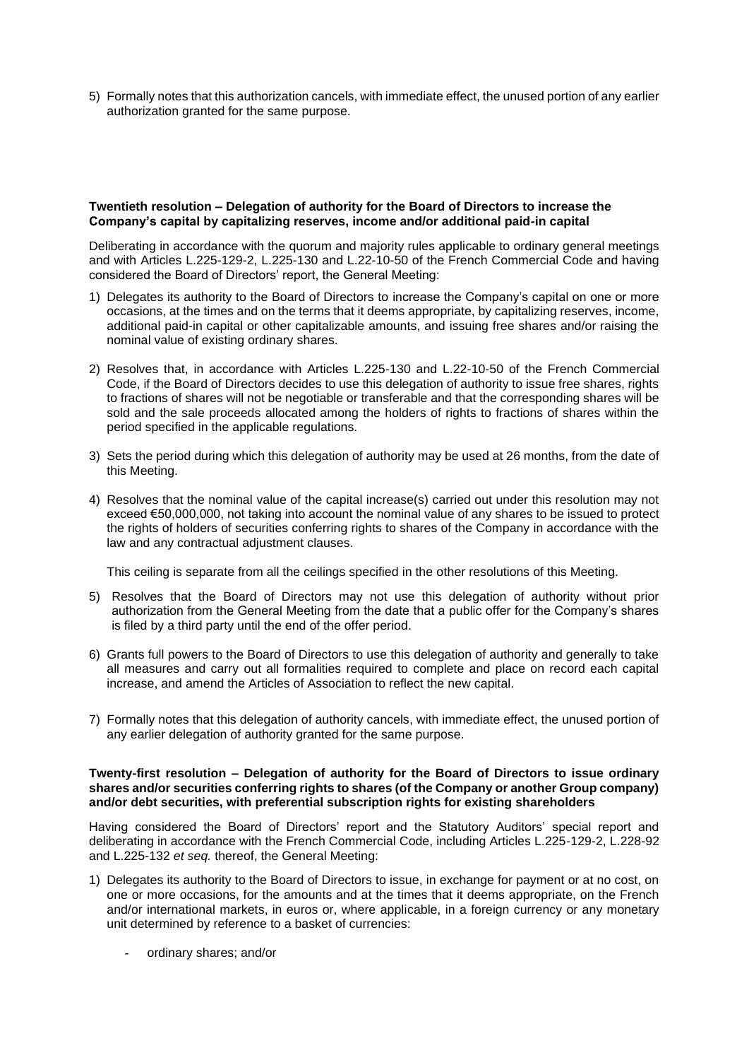5) Formally notes that this authorization cancels, with immediate effect, the unused portion of any earlier authorization granted for the same purpose.

**Twentieth resolution – Delegation of authority for the Board of Directors to increase the Company's capital by capitalizing reserves, income and/or additional paid-in capital**

Deliberating in accordance with the quorum and majority rules applicable to ordinary general meetings and with Articles L.225-129-2, L.225-130 and L.22-10-50 of the French Commercial Code and having considered the Board of Directors' report, the General Meeting:

1) Delegates its authority to the Board of Directors to increase the Company's capital on one or more occasions, at the times and on the terms that it deems appropriate, by capitalizing reserves, income, additional paid-in capital or other capitalizable amounts, and issuing free shares and/or raising the nominal value of existing ordinary shares.

2) Resolves that, in accordance with Articles L.225-130 and L.22-10-50 of the French Commercial Code, if the Board of Directors decides to use this delegation of authority to issue free shares, rights to fractions of shares will not be negotiable or transferable and that the corresponding shares will be sold and the sale proceeds allocated among the holders of rights to fractions of shares within the period specified in the applicable regulations.

3) Sets the period during which this delegation of authority may be used at 26 months, from the date of this Meeting.

4) Resolves that the nominal value of the capital increase(s) carried out under this resolution may not exceed €50,000,000, not taking into account the nominal value of any shares to be issued to protect the rights of holders of securities conferring rights to shares of the Company in accordance with the law and any contractual adjustment clauses.

   This ceiling is separate from all the ceilings specified in the other resolutions of this Meeting.

5) Resolves that the Board of Directors may not use this delegation of authority without prior authorization from the General Meeting from the date that a public offer for the Company's shares is filed by a third party until the end of the offer period.

6) Grants full powers to the Board of Directors to use this delegation of authority and generally to take all measures and carry out all formalities required to complete and place on record each capital increase, and amend the Articles of Association to reflect the new capital.

7) Formally notes that this delegation of authority cancels, with immediate effect, the unused portion of any earlier delegation of authority granted for the same purpose.

**Twenty-first resolution – Delegation of authority for the Board of Directors to issue ordinary shares and/or securities conferring rights to shares (of the Company or another Group company) and/or debt securities, with preferential subscription rights for existing shareholders**

Having considered the Board of Directors' report and the Statutory Auditors' special report and deliberating in accordance with the French Commercial Code, including Articles L.225-129-2, L.228-92 and L.225-132 *et seq.* thereof, the General Meeting:

1) Delegates its authority to the Board of Directors to issue, in exchange for payment or at no cost, on one or more occasions, for the amounts and at the times that it deems appropriate, on the French and/or international markets, in euros or, where applicable, in a foreign currency or any monetary unit determined by reference to a basket of currencies:

   - ordinary shares; and/or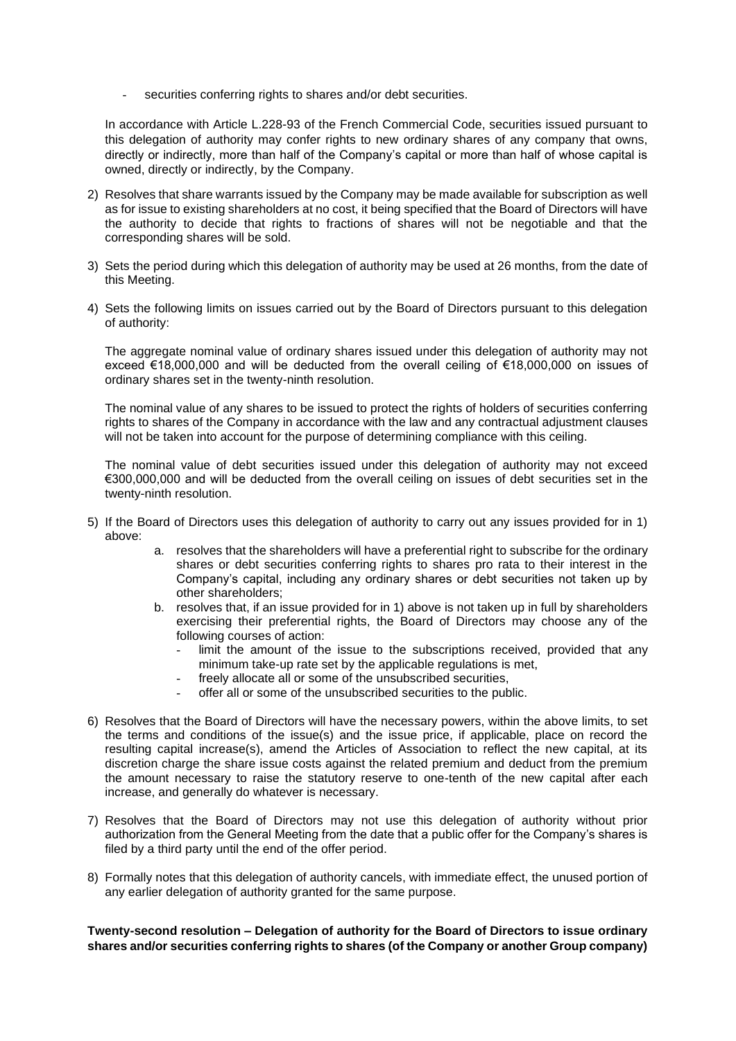- securities conferring rights to shares and/or debt securities.

In accordance with Article L.228-93 of the French Commercial Code, securities issued pursuant to this delegation of authority may confer rights to new ordinary shares of any company that owns, directly or indirectly, more than half of the Company's capital or more than half of whose capital is owned, directly or indirectly, by the Company.

2) Resolves that share warrants issued by the Company may be made available for subscription as well as for issue to existing shareholders at no cost, it being specified that the Board of Directors will have the authority to decide that rights to fractions of shares will not be negotiable and that the corresponding shares will be sold.

3) Sets the period during which this delegation of authority may be used at 26 months, from the date of this Meeting.

4) Sets the following limits on issues carried out by the Board of Directors pursuant to this delegation of authority:

   The aggregate nominal value of ordinary shares issued under this delegation of authority may not exceed €18,000,000 and will be deducted from the overall ceiling of €18,000,000 on issues of ordinary shares set in the twenty-ninth resolution.

   The nominal value of any shares to be issued to protect the rights of holders of securities conferring rights to shares of the Company in accordance with the law and any contractual adjustment clauses will not be taken into account for the purpose of determining compliance with this ceiling.

   The nominal value of debt securities issued under this delegation of authority may not exceed €300,000,000 and will be deducted from the overall ceiling on issues of debt securities set in the twenty-ninth resolution.

5) If the Board of Directors uses this delegation of authority to carry out any issues provided for in 1) above:
   a. resolves that the shareholders will have a preferential right to subscribe for the ordinary shares or debt securities conferring rights to shares pro rata to their interest in the Company's capital, including any ordinary shares or debt securities not taken up by other shareholders;
   b. resolves that, if an issue provided for in 1) above is not taken up in full by shareholders exercising their preferential rights, the Board of Directors may choose any of the following courses of action:
      - limit the amount of the issue to the subscriptions received, provided that any minimum take-up rate set by the applicable regulations is met,
      - freely allocate all or some of the unsubscribed securities,
      - offer all or some of the unsubscribed securities to the public.

6) Resolves that the Board of Directors will have the necessary powers, within the above limits, to set the terms and conditions of the issue(s) and the issue price, if applicable, place on record the resulting capital increase(s), amend the Articles of Association to reflect the new capital, at its discretion charge the share issue costs against the related premium and deduct from the premium the amount necessary to raise the statutory reserve to one-tenth of the new capital after each increase, and generally do whatever is necessary.

7) Resolves that the Board of Directors may not use this delegation of authority without prior authorization from the General Meeting from the date that a public offer for the Company's shares is filed by a third party until the end of the offer period.

8) Formally notes that this delegation of authority cancels, with immediate effect, the unused portion of any earlier delegation of authority granted for the same purpose.

**Twenty-second resolution – Delegation of authority for the Board of Directors to issue ordinary shares and/or securities conferring rights to shares (of the Company or another Group company)**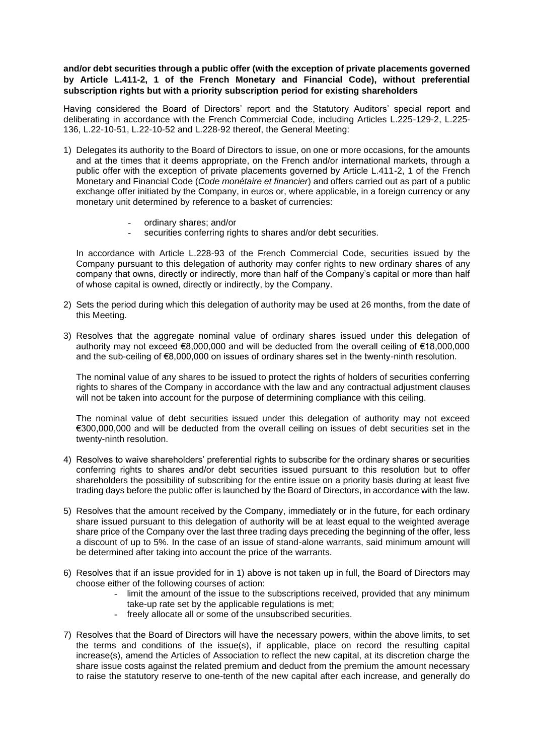**and/or debt securities through a public offer (with the exception of private placements governed by Article L.411-2, 1 of the French Monetary and Financial Code), without preferential subscription rights but with a priority subscription period for existing shareholders**

Having considered the Board of Directors' report and the Statutory Auditors' special report and deliberating in accordance with the French Commercial Code, including Articles L.225-129-2, L.225-136, L.22-10-51, L.22-10-52 and L.228-92 thereof, the General Meeting:

1) Delegates its authority to the Board of Directors to issue, on one or more occasions, for the amounts and at the times that it deems appropriate, on the French and/or international markets, through a public offer with the exception of private placements governed by Article L.411-2, 1 of the French Monetary and Financial Code (*Code monétaire et financier*) and offers carried out as part of a public exchange offer initiated by the Company, in euros or, where applicable, in a foreign currency or any monetary unit determined by reference to a basket of currencies:

    - ordinary shares; and/or
    - securities conferring rights to shares and/or debt securities.

    In accordance with Article L.228-93 of the French Commercial Code, securities issued by the Company pursuant to this delegation of authority may confer rights to new ordinary shares of any company that owns, directly or indirectly, more than half of the Company's capital or more than half of whose capital is owned, directly or indirectly, by the Company.

2) Sets the period during which this delegation of authority may be used at 26 months, from the date of this Meeting.

3) Resolves that the aggregate nominal value of ordinary shares issued under this delegation of authority may not exceed €8,000,000 and will be deducted from the overall ceiling of €18,000,000 and the sub-ceiling of €8,000,000 on issues of ordinary shares set in the twenty-ninth resolution.

    The nominal value of any shares to be issued to protect the rights of holders of securities conferring rights to shares of the Company in accordance with the law and any contractual adjustment clauses will not be taken into account for the purpose of determining compliance with this ceiling.

    The nominal value of debt securities issued under this delegation of authority may not exceed €300,000,000 and will be deducted from the overall ceiling on issues of debt securities set in the twenty-ninth resolution.

4) Resolves to waive shareholders' preferential rights to subscribe for the ordinary shares or securities conferring rights to shares and/or debt securities issued pursuant to this resolution but to offer shareholders the possibility of subscribing for the entire issue on a priority basis during at least five trading days before the public offer is launched by the Board of Directors, in accordance with the law.

5) Resolves that the amount received by the Company, immediately or in the future, for each ordinary share issued pursuant to this delegation of authority will be at least equal to the weighted average share price of the Company over the last three trading days preceding the beginning of the offer, less a discount of up to 5%. In the case of an issue of stand-alone warrants, said minimum amount will be determined after taking into account the price of the warrants.

6) Resolves that if an issue provided for in 1) above is not taken up in full, the Board of Directors may choose either of the following courses of action:

    - limit the amount of the issue to the subscriptions received, provided that any minimum take-up rate set by the applicable regulations is met;
    - freely allocate all or some of the unsubscribed securities.

7) Resolves that the Board of Directors will have the necessary powers, within the above limits, to set the terms and conditions of the issue(s), if applicable, place on record the resulting capital increase(s), amend the Articles of Association to reflect the new capital, at its discretion charge the share issue costs against the related premium and deduct from the premium the amount necessary to raise the statutory reserve to one-tenth of the new capital after each increase, and generally do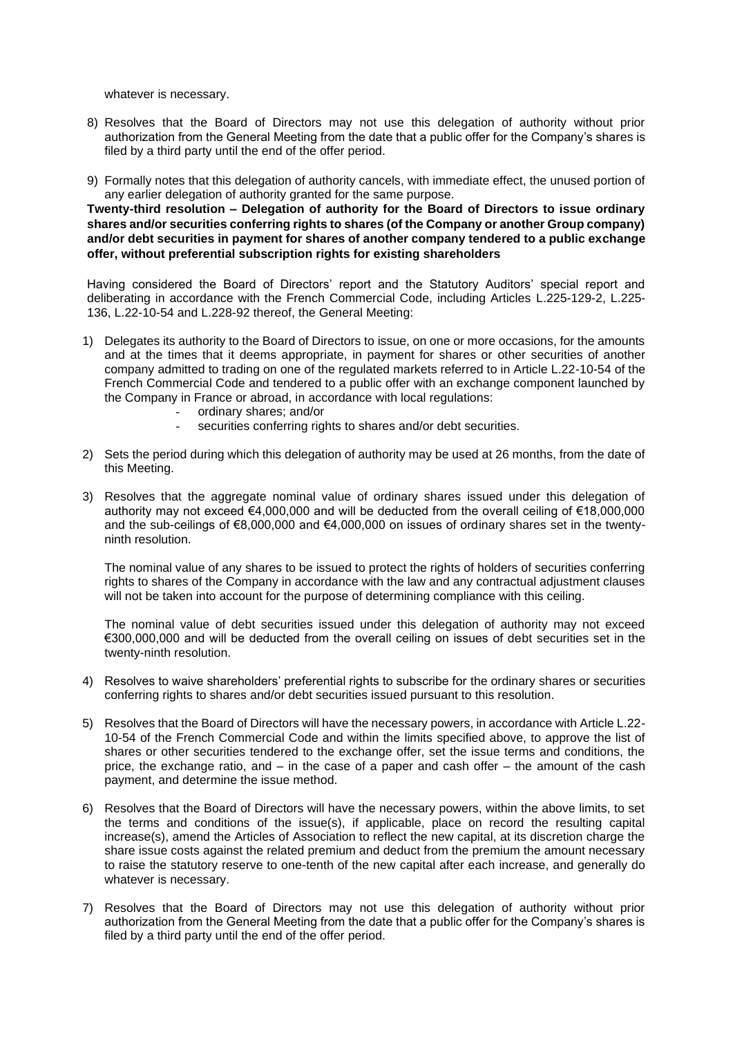whatever is necessary.

8) Resolves that the Board of Directors may not use this delegation of authority without prior authorization from the General Meeting from the date that a public offer for the Company's shares is filed by a third party until the end of the offer period.

9) Formally notes that this delegation of authority cancels, with immediate effect, the unused portion of any earlier delegation of authority granted for the same purpose.

**Twenty-third resolution – Delegation of authority for the Board of Directors to issue ordinary shares and/or securities conferring rights to shares (of the Company or another Group company) and/or debt securities in payment for shares of another company tendered to a public exchange offer, without preferential subscription rights for existing shareholders**

Having considered the Board of Directors' report and the Statutory Auditors' special report and deliberating in accordance with the French Commercial Code, including Articles L.225-129-2, L.225-136, L.22-10-54 and L.228-92 thereof, the General Meeting:

1) Delegates its authority to the Board of Directors to issue, on one or more occasions, for the amounts and at the times that it deems appropriate, in payment for shares or other securities of another company admitted to trading on one of the regulated markets referred to in Article L.22-10-54 of the French Commercial Code and tendered to a public offer with an exchange component launched by the Company in France or abroad, in accordance with local regulations:
   - ordinary shares; and/or
   - securities conferring rights to shares and/or debt securities.

2) Sets the period during which this delegation of authority may be used at 26 months, from the date of this Meeting.

3) Resolves that the aggregate nominal value of ordinary shares issued under this delegation of authority may not exceed €4,000,000 and will be deducted from the overall ceiling of €18,000,000 and the sub-ceilings of €8,000,000 and €4,000,000 on issues of ordinary shares set in the twenty-ninth resolution.

   The nominal value of any shares to be issued to protect the rights of holders of securities conferring rights to shares of the Company in accordance with the law and any contractual adjustment clauses will not be taken into account for the purpose of determining compliance with this ceiling.

   The nominal value of debt securities issued under this delegation of authority may not exceed €300,000,000 and will be deducted from the overall ceiling on issues of debt securities set in the twenty-ninth resolution.

4) Resolves to waive shareholders' preferential rights to subscribe for the ordinary shares or securities conferring rights to shares and/or debt securities issued pursuant to this resolution.

5) Resolves that the Board of Directors will have the necessary powers, in accordance with Article L.22-10-54 of the French Commercial Code and within the limits specified above, to approve the list of shares or other securities tendered to the exchange offer, set the issue terms and conditions, the price, the exchange ratio, and – in the case of a paper and cash offer – the amount of the cash payment, and determine the issue method.

6) Resolves that the Board of Directors will have the necessary powers, within the above limits, to set the terms and conditions of the issue(s), if applicable, place on record the resulting capital increase(s), amend the Articles of Association to reflect the new capital, at its discretion charge the share issue costs against the related premium and deduct from the premium the amount necessary to raise the statutory reserve to one-tenth of the new capital after each increase, and generally do whatever is necessary.

7) Resolves that the Board of Directors may not use this delegation of authority without prior authorization from the General Meeting from the date that a public offer for the Company's shares is filed by a third party until the end of the offer period.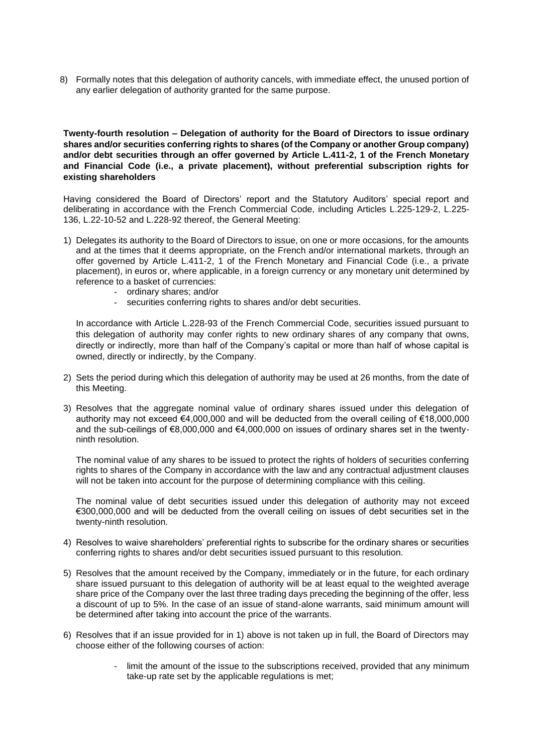8) Formally notes that this delegation of authority cancels, with immediate effect, the unused portion of any earlier delegation of authority granted for the same purpose.

**Twenty-fourth resolution – Delegation of authority for the Board of Directors to issue ordinary shares and/or securities conferring rights to shares (of the Company or another Group company) and/or debt securities through an offer governed by Article L.411-2, 1 of the French Monetary and Financial Code (i.e., a private placement), without preferential subscription rights for existing shareholders**

Having considered the Board of Directors' report and the Statutory Auditors' special report and deliberating in accordance with the French Commercial Code, including Articles L.225-129-2, L.225-136, L.22-10-52 and L.228-92 thereof, the General Meeting:

1) Delegates its authority to the Board of Directors to issue, on one or more occasions, for the amounts and at the times that it deems appropriate, on the French and/or international markets, through an offer governed by Article L.411-2, 1 of the French Monetary and Financial Code (i.e., a private placement), in euros or, where applicable, in a foreign currency or any monetary unit determined by reference to a basket of currencies:
    - ordinary shares; and/or
    - securities conferring rights to shares and/or debt securities.

   In accordance with Article L.228-93 of the French Commercial Code, securities issued pursuant to this delegation of authority may confer rights to new ordinary shares of any company that owns, directly or indirectly, more than half of the Company's capital or more than half of whose capital is owned, directly or indirectly, by the Company.

2) Sets the period during which this delegation of authority may be used at 26 months, from the date of this Meeting.

3) Resolves that the aggregate nominal value of ordinary shares issued under this delegation of authority may not exceed €4,000,000 and will be deducted from the overall ceiling of €18,000,000 and the sub-ceilings of €8,000,000 and €4,000,000 on issues of ordinary shares set in the twenty-ninth resolution.

   The nominal value of any shares to be issued to protect the rights of holders of securities conferring rights to shares of the Company in accordance with the law and any contractual adjustment clauses will not be taken into account for the purpose of determining compliance with this ceiling.

   The nominal value of debt securities issued under this delegation of authority may not exceed €300,000,000 and will be deducted from the overall ceiling on issues of debt securities set in the twenty-ninth resolution.

4) Resolves to waive shareholders' preferential rights to subscribe for the ordinary shares or securities conferring rights to shares and/or debt securities issued pursuant to this resolution.

5) Resolves that the amount received by the Company, immediately or in the future, for each ordinary share issued pursuant to this delegation of authority will be at least equal to the weighted average share price of the Company over the last three trading days preceding the beginning of the offer, less a discount of up to 5%. In the case of an issue of stand-alone warrants, said minimum amount will be determined after taking into account the price of the warrants.

6) Resolves that if an issue provided for in 1) above is not taken up in full, the Board of Directors may choose either of the following courses of action:
    - limit the amount of the issue to the subscriptions received, provided that any minimum take-up rate set by the applicable regulations is met;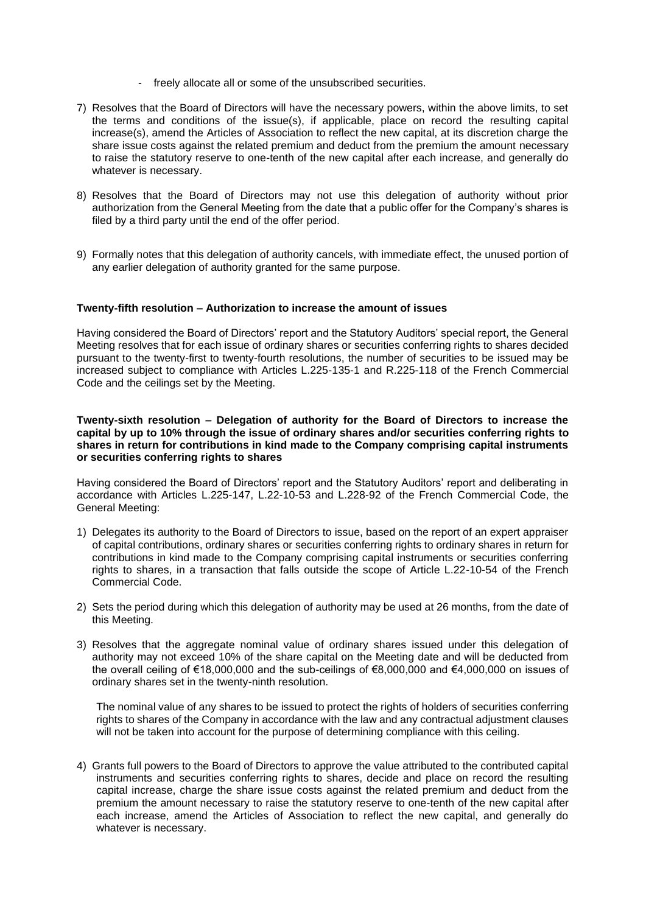- freely allocate all or some of the unsubscribed securities.

7) Resolves that the Board of Directors will have the necessary powers, within the above limits, to set the terms and conditions of the issue(s), if applicable, place on record the resulting capital increase(s), amend the Articles of Association to reflect the new capital, at its discretion charge the share issue costs against the related premium and deduct from the premium the amount necessary to raise the statutory reserve to one-tenth of the new capital after each increase, and generally do whatever is necessary.

8) Resolves that the Board of Directors may not use this delegation of authority without prior authorization from the General Meeting from the date that a public offer for the Company's shares is filed by a third party until the end of the offer period.

9) Formally notes that this delegation of authority cancels, with immediate effect, the unused portion of any earlier delegation of authority granted for the same purpose.

**Twenty-fifth resolution – Authorization to increase the amount of issues**

Having considered the Board of Directors' report and the Statutory Auditors' special report, the General Meeting resolves that for each issue of ordinary shares or securities conferring rights to shares decided pursuant to the twenty-first to twenty-fourth resolutions, the number of securities to be issued may be increased subject to compliance with Articles L.225-135-1 and R.225-118 of the French Commercial Code and the ceilings set by the Meeting.

**Twenty-sixth resolution – Delegation of authority for the Board of Directors to increase the capital by up to 10% through the issue of ordinary shares and/or securities conferring rights to shares in return for contributions in kind made to the Company comprising capital instruments or securities conferring rights to shares**

Having considered the Board of Directors' report and the Statutory Auditors' report and deliberating in accordance with Articles L.225-147, L.22-10-53 and L.228-92 of the French Commercial Code, the General Meeting:

1) Delegates its authority to the Board of Directors to issue, based on the report of an expert appraiser of capital contributions, ordinary shares or securities conferring rights to ordinary shares in return for contributions in kind made to the Company comprising capital instruments or securities conferring rights to shares, in a transaction that falls outside the scope of Article L.22-10-54 of the French Commercial Code.

2) Sets the period during which this delegation of authority may be used at 26 months, from the date of this Meeting.

3) Resolves that the aggregate nominal value of ordinary shares issued under this delegation of authority may not exceed 10% of the share capital on the Meeting date and will be deducted from the overall ceiling of €18,000,000 and the sub-ceilings of €8,000,000 and €4,000,000 on issues of ordinary shares set in the twenty-ninth resolution.

   The nominal value of any shares to be issued to protect the rights of holders of securities conferring rights to shares of the Company in accordance with the law and any contractual adjustment clauses will not be taken into account for the purpose of determining compliance with this ceiling.

4) Grants full powers to the Board of Directors to approve the value attributed to the contributed capital instruments and securities conferring rights to shares, decide and place on record the resulting capital increase, charge the share issue costs against the related premium and deduct from the premium the amount necessary to raise the statutory reserve to one-tenth of the new capital after each increase, amend the Articles of Association to reflect the new capital, and generally do whatever is necessary.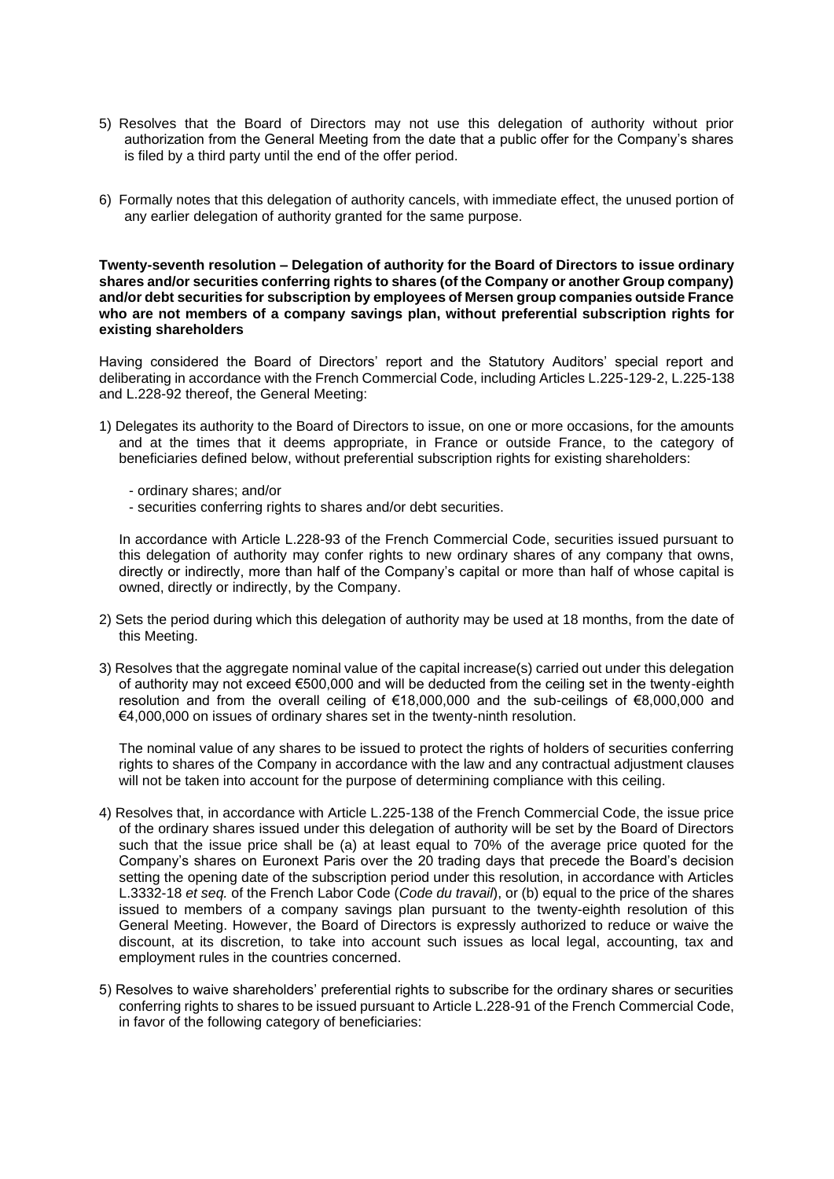5) Resolves that the Board of Directors may not use this delegation of authority without prior authorization from the General Meeting from the date that a public offer for the Company's shares is filed by a third party until the end of the offer period.

6) Formally notes that this delegation of authority cancels, with immediate effect, the unused portion of any earlier delegation of authority granted for the same purpose.

**Twenty-seventh resolution – Delegation of authority for the Board of Directors to issue ordinary shares and/or securities conferring rights to shares (of the Company or another Group company) and/or debt securities for subscription by employees of Mersen group companies outside France who are not members of a company savings plan, without preferential subscription rights for existing shareholders**

Having considered the Board of Directors' report and the Statutory Auditors' special report and deliberating in accordance with the French Commercial Code, including Articles L.225-129-2, L.225-138 and L.228-92 thereof, the General Meeting:

1) Delegates its authority to the Board of Directors to issue, on one or more occasions, for the amounts and at the times that it deems appropriate, in France or outside France, to the category of beneficiaries defined below, without preferential subscription rights for existing shareholders:

   - ordinary shares; and/or
   - securities conferring rights to shares and/or debt securities.

   In accordance with Article L.228-93 of the French Commercial Code, securities issued pursuant to this delegation of authority may confer rights to new ordinary shares of any company that owns, directly or indirectly, more than half of the Company's capital or more than half of whose capital is owned, directly or indirectly, by the Company.

2) Sets the period during which this delegation of authority may be used at 18 months, from the date of this Meeting.

3) Resolves that the aggregate nominal value of the capital increase(s) carried out under this delegation of authority may not exceed €500,000 and will be deducted from the ceiling set in the twenty-eighth resolution and from the overall ceiling of €18,000,000 and the sub-ceilings of €8,000,000 and €4,000,000 on issues of ordinary shares set in the twenty-ninth resolution.

   The nominal value of any shares to be issued to protect the rights of holders of securities conferring rights to shares of the Company in accordance with the law and any contractual adjustment clauses will not be taken into account for the purpose of determining compliance with this ceiling.

4) Resolves that, in accordance with Article L.225-138 of the French Commercial Code, the issue price of the ordinary shares issued under this delegation of authority will be set by the Board of Directors such that the issue price shall be (a) at least equal to 70% of the average price quoted for the Company's shares on Euronext Paris over the 20 trading days that precede the Board's decision setting the opening date of the subscription period under this resolution, in accordance with Articles L.3332-18 *et seq.* of the French Labor Code (*Code du travail*), or (b) equal to the price of the shares issued to members of a company savings plan pursuant to the twenty-eighth resolution of this General Meeting. However, the Board of Directors is expressly authorized to reduce or waive the discount, at its discretion, to take into account such issues as local legal, accounting, tax and employment rules in the countries concerned.

5) Resolves to waive shareholders' preferential rights to subscribe for the ordinary shares or securities conferring rights to shares to be issued pursuant to Article L.228-91 of the French Commercial Code, in favor of the following category of beneficiaries: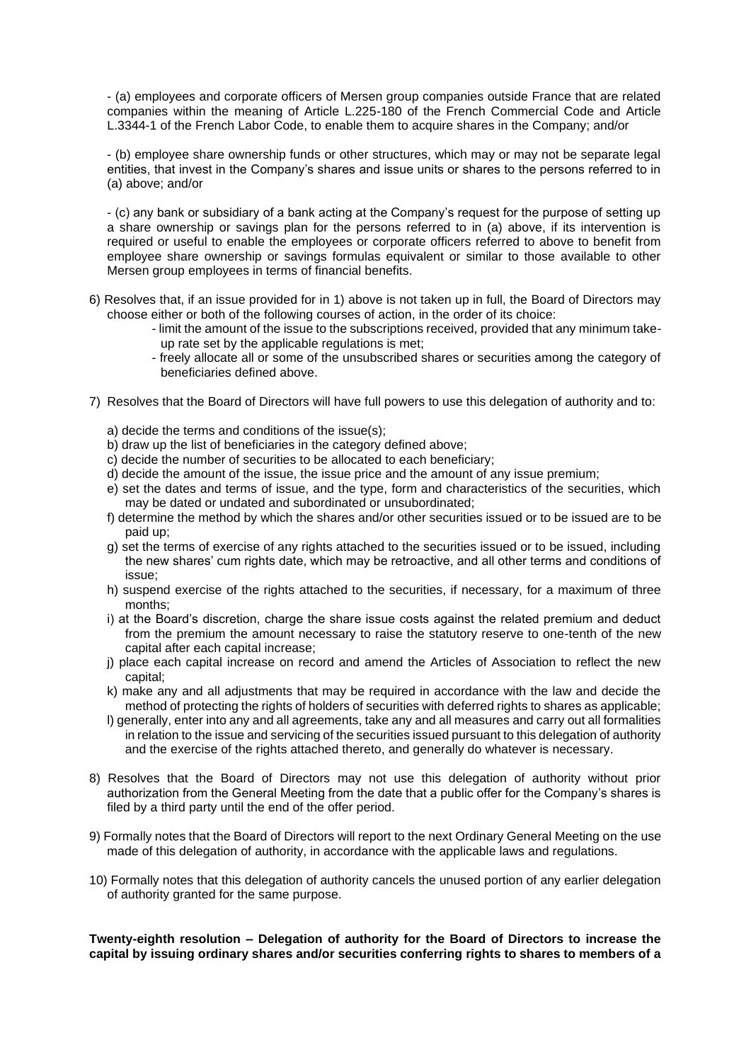- (a) employees and corporate officers of Mersen group companies outside France that are related companies within the meaning of Article L.225-180 of the French Commercial Code and Article L.3344-1 of the French Labor Code, to enable them to acquire shares in the Company; and/or

- (b) employee share ownership funds or other structures, which may or may not be separate legal entities, that invest in the Company's shares and issue units or shares to the persons referred to in (a) above; and/or

- (c) any bank or subsidiary of a bank acting at the Company's request for the purpose of setting up a share ownership or savings plan for the persons referred to in (a) above, if its intervention is required or useful to enable the employees or corporate officers referred to above to benefit from employee share ownership or savings formulas equivalent or similar to those available to other Mersen group employees in terms of financial benefits.

6) Resolves that, if an issue provided for in 1) above is not taken up in full, the Board of Directors may choose either or both of the following courses of action, in the order of its choice:
   - limit the amount of the issue to the subscriptions received, provided that any minimum take-up rate set by the applicable regulations is met;
   - freely allocate all or some of the unsubscribed shares or securities among the category of beneficiaries defined above.

7) Resolves that the Board of Directors will have full powers to use this delegation of authority and to:

   a) decide the terms and conditions of the issue(s);
   b) draw up the list of beneficiaries in the category defined above;
   c) decide the number of securities to be allocated to each beneficiary;
   d) decide the amount of the issue, the issue price and the amount of any issue premium;
   e) set the dates and terms of issue, and the type, form and characteristics of the securities, which may be dated or undated and subordinated or unsubordinated;
   f) determine the method by which the shares and/or other securities issued or to be issued are to be paid up;
   g) set the terms of exercise of any rights attached to the securities issued or to be issued, including the new shares' cum rights date, which may be retroactive, and all other terms and conditions of issue;
   h) suspend exercise of the rights attached to the securities, if necessary, for a maximum of three months;
   i) at the Board's discretion, charge the share issue costs against the related premium and deduct from the premium the amount necessary to raise the statutory reserve to one-tenth of the new capital after each capital increase;
   j) place each capital increase on record and amend the Articles of Association to reflect the new capital;
   k) make any and all adjustments that may be required in accordance with the law and decide the method of protecting the rights of holders of securities with deferred rights to shares as applicable;
   l) generally, enter into any and all agreements, take any and all measures and carry out all formalities in relation to the issue and servicing of the securities issued pursuant to this delegation of authority and the exercise of the rights attached thereto, and generally do whatever is necessary.

8) Resolves that the Board of Directors may not use this delegation of authority without prior authorization from the General Meeting from the date that a public offer for the Company's shares is filed by a third party until the end of the offer period.

9) Formally notes that the Board of Directors will report to the next Ordinary General Meeting on the use made of this delegation of authority, in accordance with the applicable laws and regulations.

10) Formally notes that this delegation of authority cancels the unused portion of any earlier delegation of authority granted for the same purpose.

**Twenty-eighth resolution – Delegation of authority for the Board of Directors to increase the capital by issuing ordinary shares and/or securities conferring rights to shares to members of a**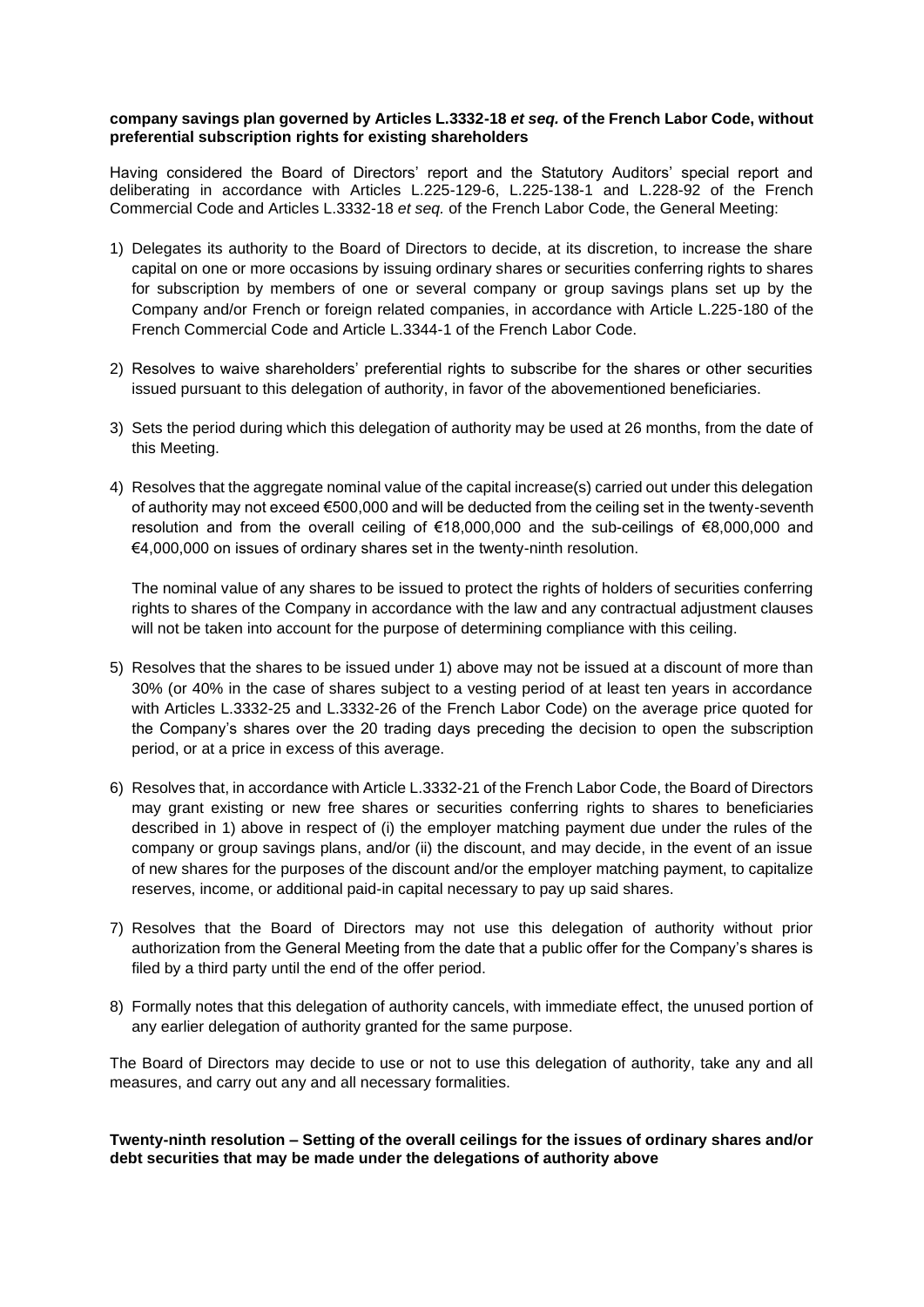**company savings plan governed by Articles L.3332-18 *et seq.* of the French Labor Code, without preferential subscription rights for existing shareholders**

Having considered the Board of Directors' report and the Statutory Auditors' special report and deliberating in accordance with Articles L.225-129-6, L.225-138-1 and L.228-92 of the French Commercial Code and Articles L.3332-18 *et seq.* of the French Labor Code, the General Meeting:

1) Delegates its authority to the Board of Directors to decide, at its discretion, to increase the share capital on one or more occasions by issuing ordinary shares or securities conferring rights to shares for subscription by members of one or several company or group savings plans set up by the Company and/or French or foreign related companies, in accordance with Article L.225-180 of the French Commercial Code and Article L.3344-1 of the French Labor Code.

2) Resolves to waive shareholders' preferential rights to subscribe for the shares or other securities issued pursuant to this delegation of authority, in favor of the abovementioned beneficiaries.

3) Sets the period during which this delegation of authority may be used at 26 months, from the date of this Meeting.

4) Resolves that the aggregate nominal value of the capital increase(s) carried out under this delegation of authority may not exceed €500,000 and will be deducted from the ceiling set in the twenty-seventh resolution and from the overall ceiling of €18,000,000 and the sub-ceilings of €8,000,000 and €4,000,000 on issues of ordinary shares set in the twenty-ninth resolution.

   The nominal value of any shares to be issued to protect the rights of holders of securities conferring rights to shares of the Company in accordance with the law and any contractual adjustment clauses will not be taken into account for the purpose of determining compliance with this ceiling.

5) Resolves that the shares to be issued under 1) above may not be issued at a discount of more than 30% (or 40% in the case of shares subject to a vesting period of at least ten years in accordance with Articles L.3332-25 and L.3332-26 of the French Labor Code) on the average price quoted for the Company's shares over the 20 trading days preceding the decision to open the subscription period, or at a price in excess of this average.

6) Resolves that, in accordance with Article L.3332-21 of the French Labor Code, the Board of Directors may grant existing or new free shares or securities conferring rights to shares to beneficiaries described in 1) above in respect of (i) the employer matching payment due under the rules of the company or group savings plans, and/or (ii) the discount, and may decide, in the event of an issue of new shares for the purposes of the discount and/or the employer matching payment, to capitalize reserves, income, or additional paid-in capital necessary to pay up said shares.

7) Resolves that the Board of Directors may not use this delegation of authority without prior authorization from the General Meeting from the date that a public offer for the Company's shares is filed by a third party until the end of the offer period.

8) Formally notes that this delegation of authority cancels, with immediate effect, the unused portion of any earlier delegation of authority granted for the same purpose.

The Board of Directors may decide to use or not to use this delegation of authority, take any and all measures, and carry out any and all necessary formalities.

**Twenty-ninth resolution – Setting of the overall ceilings for the issues of ordinary shares and/or debt securities that may be made under the delegations of authority above**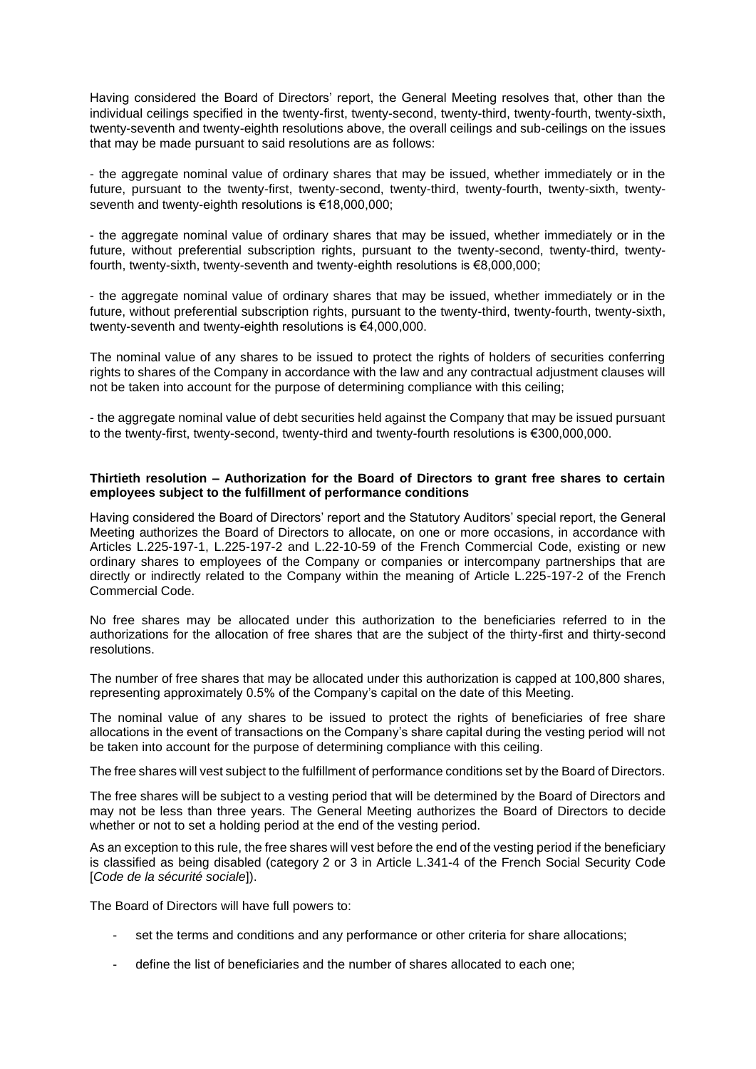Having considered the Board of Directors' report, the General Meeting resolves that, other than the individual ceilings specified in the twenty-first, twenty-second, twenty-third, twenty-fourth, twenty-sixth, twenty-seventh and twenty-eighth resolutions above, the overall ceilings and sub-ceilings on the issues that may be made pursuant to said resolutions are as follows:

- the aggregate nominal value of ordinary shares that may be issued, whether immediately or in the future, pursuant to the twenty-first, twenty-second, twenty-third, twenty-fourth, twenty-sixth, twenty-seventh and twenty-eighth resolutions is €18,000,000;

- the aggregate nominal value of ordinary shares that may be issued, whether immediately or in the future, without preferential subscription rights, pursuant to the twenty-second, twenty-third, twenty-fourth, twenty-sixth, twenty-seventh and twenty-eighth resolutions is €8,000,000;

- the aggregate nominal value of ordinary shares that may be issued, whether immediately or in the future, without preferential subscription rights, pursuant to the twenty-third, twenty-fourth, twenty-sixth, twenty-seventh and twenty-eighth resolutions is €4,000,000.

The nominal value of any shares to be issued to protect the rights of holders of securities conferring rights to shares of the Company in accordance with the law and any contractual adjustment clauses will not be taken into account for the purpose of determining compliance with this ceiling;

- the aggregate nominal value of debt securities held against the Company that may be issued pursuant to the twenty-first, twenty-second, twenty-third and twenty-fourth resolutions is €300,000,000.

**Thirtieth resolution – Authorization for the Board of Directors to grant free shares to certain employees subject to the fulfillment of performance conditions**

Having considered the Board of Directors' report and the Statutory Auditors' special report, the General Meeting authorizes the Board of Directors to allocate, on one or more occasions, in accordance with Articles L.225-197-1, L.225-197-2 and L.22-10-59 of the French Commercial Code, existing or new ordinary shares to employees of the Company or companies or intercompany partnerships that are directly or indirectly related to the Company within the meaning of Article L.225-197-2 of the French Commercial Code.

No free shares may be allocated under this authorization to the beneficiaries referred to in the authorizations for the allocation of free shares that are the subject of the thirty-first and thirty-second resolutions.

The number of free shares that may be allocated under this authorization is capped at 100,800 shares, representing approximately 0.5% of the Company's capital on the date of this Meeting.

The nominal value of any shares to be issued to protect the rights of beneficiaries of free share allocations in the event of transactions on the Company's share capital during the vesting period will not be taken into account for the purpose of determining compliance with this ceiling.

The free shares will vest subject to the fulfillment of performance conditions set by the Board of Directors.

The free shares will be subject to a vesting period that will be determined by the Board of Directors and may not be less than three years. The General Meeting authorizes the Board of Directors to decide whether or not to set a holding period at the end of the vesting period.

As an exception to this rule, the free shares will vest before the end of the vesting period if the beneficiary is classified as being disabled (category 2 or 3 in Article L.341-4 of the French Social Security Code [*Code de la sécurité sociale*]).

The Board of Directors will have full powers to:

- set the terms and conditions and any performance or other criteria for share allocations;
- define the list of beneficiaries and the number of shares allocated to each one;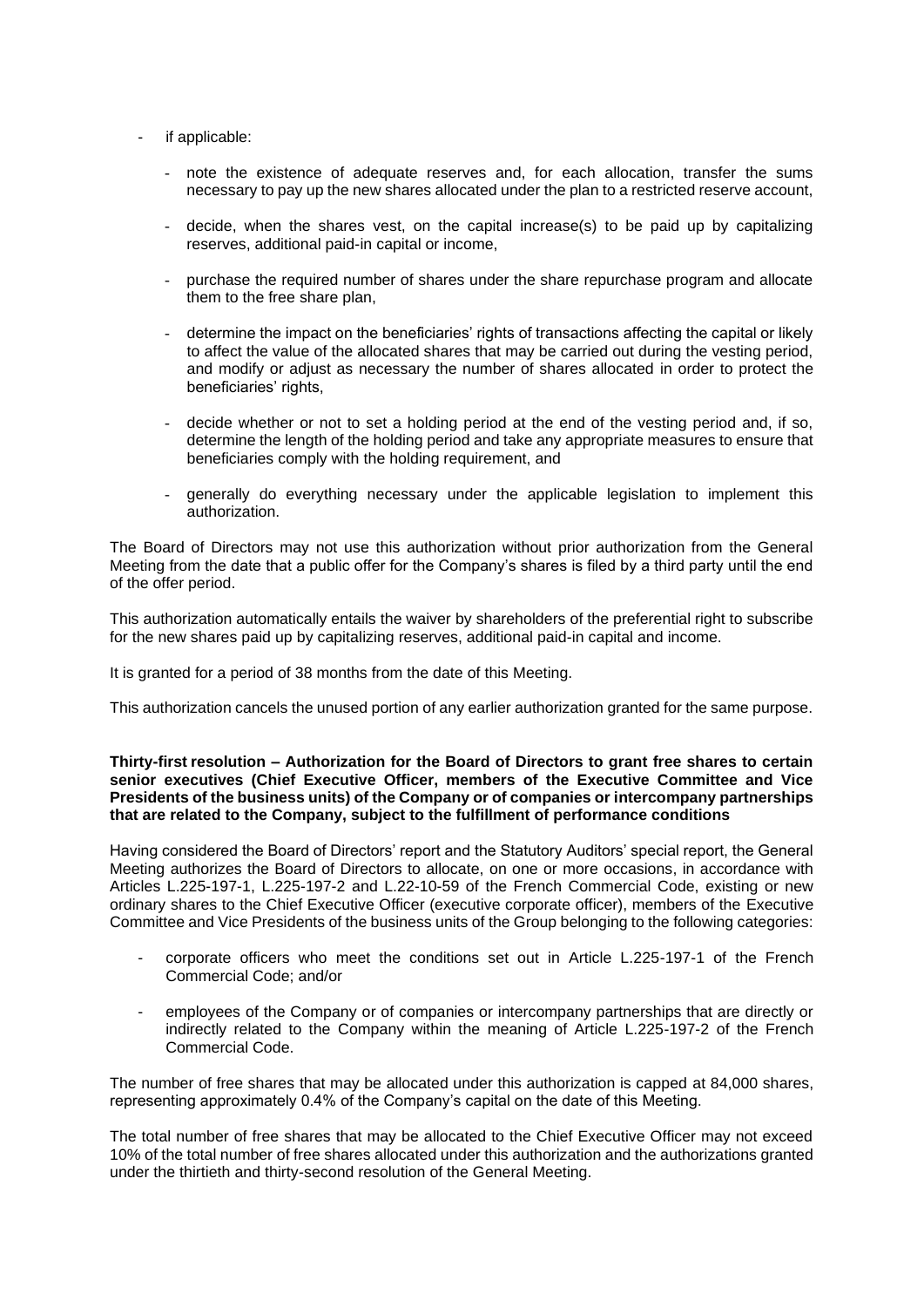- if applicable:
  - note the existence of adequate reserves and, for each allocation, transfer the sums necessary to pay up the new shares allocated under the plan to a restricted reserve account,
  - decide, when the shares vest, on the capital increase(s) to be paid up by capitalizing reserves, additional paid-in capital or income,
  - purchase the required number of shares under the share repurchase program and allocate them to the free share plan,
  - determine the impact on the beneficiaries' rights of transactions affecting the capital or likely to affect the value of the allocated shares that may be carried out during the vesting period, and modify or adjust as necessary the number of shares allocated in order to protect the beneficiaries' rights,
  - decide whether or not to set a holding period at the end of the vesting period and, if so, determine the length of the holding period and take any appropriate measures to ensure that beneficiaries comply with the holding requirement, and
  - generally do everything necessary under the applicable legislation to implement this authorization.

The Board of Directors may not use this authorization without prior authorization from the General Meeting from the date that a public offer for the Company's shares is filed by a third party until the end of the offer period.

This authorization automatically entails the waiver by shareholders of the preferential right to subscribe for the new shares paid up by capitalizing reserves, additional paid-in capital and income.

It is granted for a period of 38 months from the date of this Meeting.

This authorization cancels the unused portion of any earlier authorization granted for the same purpose.

**Thirty-first resolution – Authorization for the Board of Directors to grant free shares to certain senior executives (Chief Executive Officer, members of the Executive Committee and Vice Presidents of the business units) of the Company or of companies or intercompany partnerships that are related to the Company, subject to the fulfillment of performance conditions**

Having considered the Board of Directors' report and the Statutory Auditors' special report, the General Meeting authorizes the Board of Directors to allocate, on one or more occasions, in accordance with Articles L.225-197-1, L.225-197-2 and L.22-10-59 of the French Commercial Code, existing or new ordinary shares to the Chief Executive Officer (executive corporate officer), members of the Executive Committee and Vice Presidents of the business units of the Group belonging to the following categories:

- corporate officers who meet the conditions set out in Article L.225-197-1 of the French Commercial Code; and/or
- employees of the Company or of companies or intercompany partnerships that are directly or indirectly related to the Company within the meaning of Article L.225-197-2 of the French Commercial Code.

The number of free shares that may be allocated under this authorization is capped at 84,000 shares, representing approximately 0.4% of the Company's capital on the date of this Meeting.

The total number of free shares that may be allocated to the Chief Executive Officer may not exceed 10% of the total number of free shares allocated under this authorization and the authorizations granted under the thirtieth and thirty-second resolution of the General Meeting.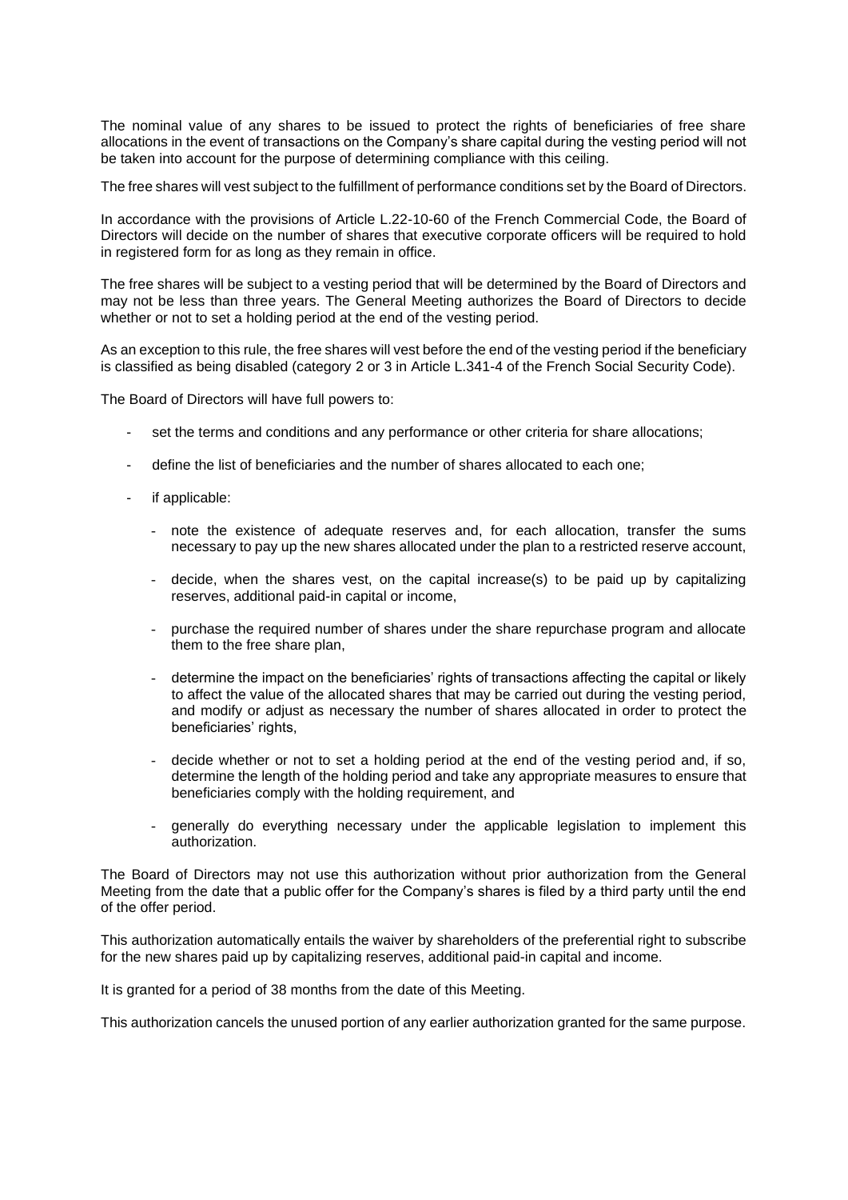The nominal value of any shares to be issued to protect the rights of beneficiaries of free share allocations in the event of transactions on the Company's share capital during the vesting period will not be taken into account for the purpose of determining compliance with this ceiling.

The free shares will vest subject to the fulfillment of performance conditions set by the Board of Directors.

In accordance with the provisions of Article L.22-10-60 of the French Commercial Code, the Board of Directors will decide on the number of shares that executive corporate officers will be required to hold in registered form for as long as they remain in office.

The free shares will be subject to a vesting period that will be determined by the Board of Directors and may not be less than three years. The General Meeting authorizes the Board of Directors to decide whether or not to set a holding period at the end of the vesting period.

As an exception to this rule, the free shares will vest before the end of the vesting period if the beneficiary is classified as being disabled (category 2 or 3 in Article L.341-4 of the French Social Security Code).

The Board of Directors will have full powers to:

- set the terms and conditions and any performance or other criteria for share allocations;
- define the list of beneficiaries and the number of shares allocated to each one;
- if applicable:
  - note the existence of adequate reserves and, for each allocation, transfer the sums necessary to pay up the new shares allocated under the plan to a restricted reserve account,
  - decide, when the shares vest, on the capital increase(s) to be paid up by capitalizing reserves, additional paid-in capital or income,
  - purchase the required number of shares under the share repurchase program and allocate them to the free share plan,
  - determine the impact on the beneficiaries' rights of transactions affecting the capital or likely to affect the value of the allocated shares that may be carried out during the vesting period, and modify or adjust as necessary the number of shares allocated in order to protect the beneficiaries' rights,
  - decide whether or not to set a holding period at the end of the vesting period and, if so, determine the length of the holding period and take any appropriate measures to ensure that beneficiaries comply with the holding requirement, and
  - generally do everything necessary under the applicable legislation to implement this authorization.

The Board of Directors may not use this authorization without prior authorization from the General Meeting from the date that a public offer for the Company's shares is filed by a third party until the end of the offer period.

This authorization automatically entails the waiver by shareholders of the preferential right to subscribe for the new shares paid up by capitalizing reserves, additional paid-in capital and income.

It is granted for a period of 38 months from the date of this Meeting.

This authorization cancels the unused portion of any earlier authorization granted for the same purpose.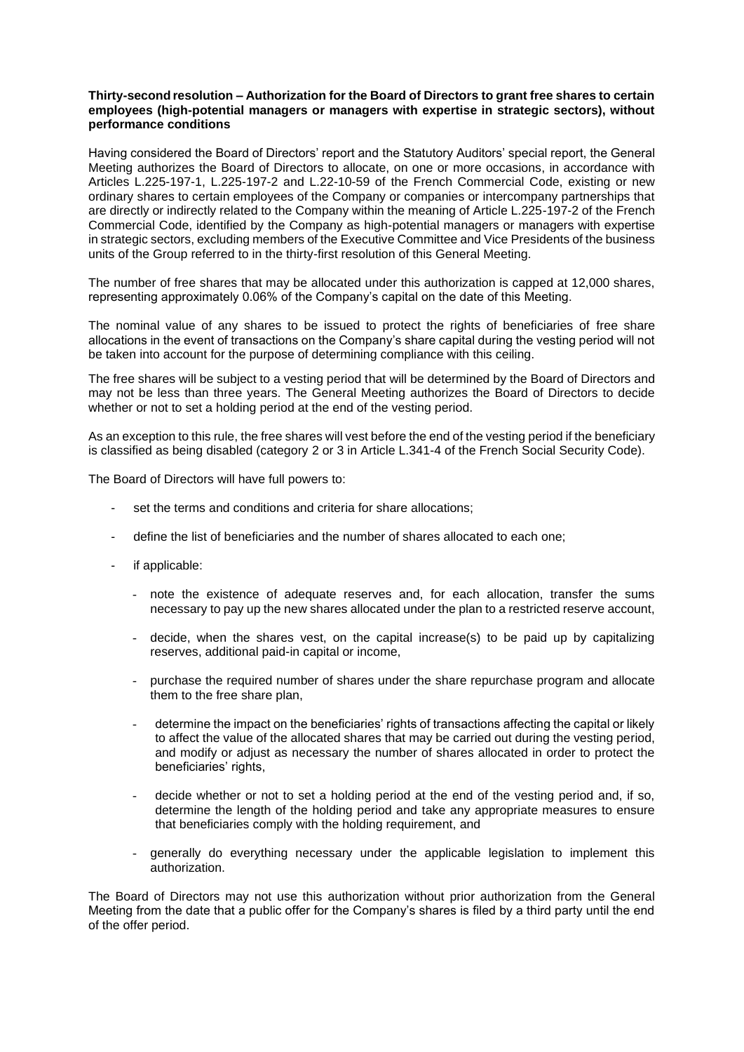**Thirty-second resolution – Authorization for the Board of Directors to grant free shares to certain employees (high-potential managers or managers with expertise in strategic sectors), without performance conditions**

Having considered the Board of Directors' report and the Statutory Auditors' special report, the General Meeting authorizes the Board of Directors to allocate, on one or more occasions, in accordance with Articles L.225-197-1, L.225-197-2 and L.22-10-59 of the French Commercial Code, existing or new ordinary shares to certain employees of the Company or companies or intercompany partnerships that are directly or indirectly related to the Company within the meaning of Article L.225-197-2 of the French Commercial Code, identified by the Company as high-potential managers or managers with expertise in strategic sectors, excluding members of the Executive Committee and Vice Presidents of the business units of the Group referred to in the thirty-first resolution of this General Meeting.

The number of free shares that may be allocated under this authorization is capped at 12,000 shares, representing approximately 0.06% of the Company's capital on the date of this Meeting.

The nominal value of any shares to be issued to protect the rights of beneficiaries of free share allocations in the event of transactions on the Company's share capital during the vesting period will not be taken into account for the purpose of determining compliance with this ceiling.

The free shares will be subject to a vesting period that will be determined by the Board of Directors and may not be less than three years. The General Meeting authorizes the Board of Directors to decide whether or not to set a holding period at the end of the vesting period.

As an exception to this rule, the free shares will vest before the end of the vesting period if the beneficiary is classified as being disabled (category 2 or 3 in Article L.341-4 of the French Social Security Code).

The Board of Directors will have full powers to:

- set the terms and conditions and criteria for share allocations;
- define the list of beneficiaries and the number of shares allocated to each one;
- if applicable:
  - note the existence of adequate reserves and, for each allocation, transfer the sums necessary to pay up the new shares allocated under the plan to a restricted reserve account,
  - decide, when the shares vest, on the capital increase(s) to be paid up by capitalizing reserves, additional paid-in capital or income,
  - purchase the required number of shares under the share repurchase program and allocate them to the free share plan,
  - determine the impact on the beneficiaries' rights of transactions affecting the capital or likely to affect the value of the allocated shares that may be carried out during the vesting period, and modify or adjust as necessary the number of shares allocated in order to protect the beneficiaries' rights,
  - decide whether or not to set a holding period at the end of the vesting period and, if so, determine the length of the holding period and take any appropriate measures to ensure that beneficiaries comply with the holding requirement, and
  - generally do everything necessary under the applicable legislation to implement this authorization.

The Board of Directors may not use this authorization without prior authorization from the General Meeting from the date that a public offer for the Company's shares is filed by a third party until the end of the offer period.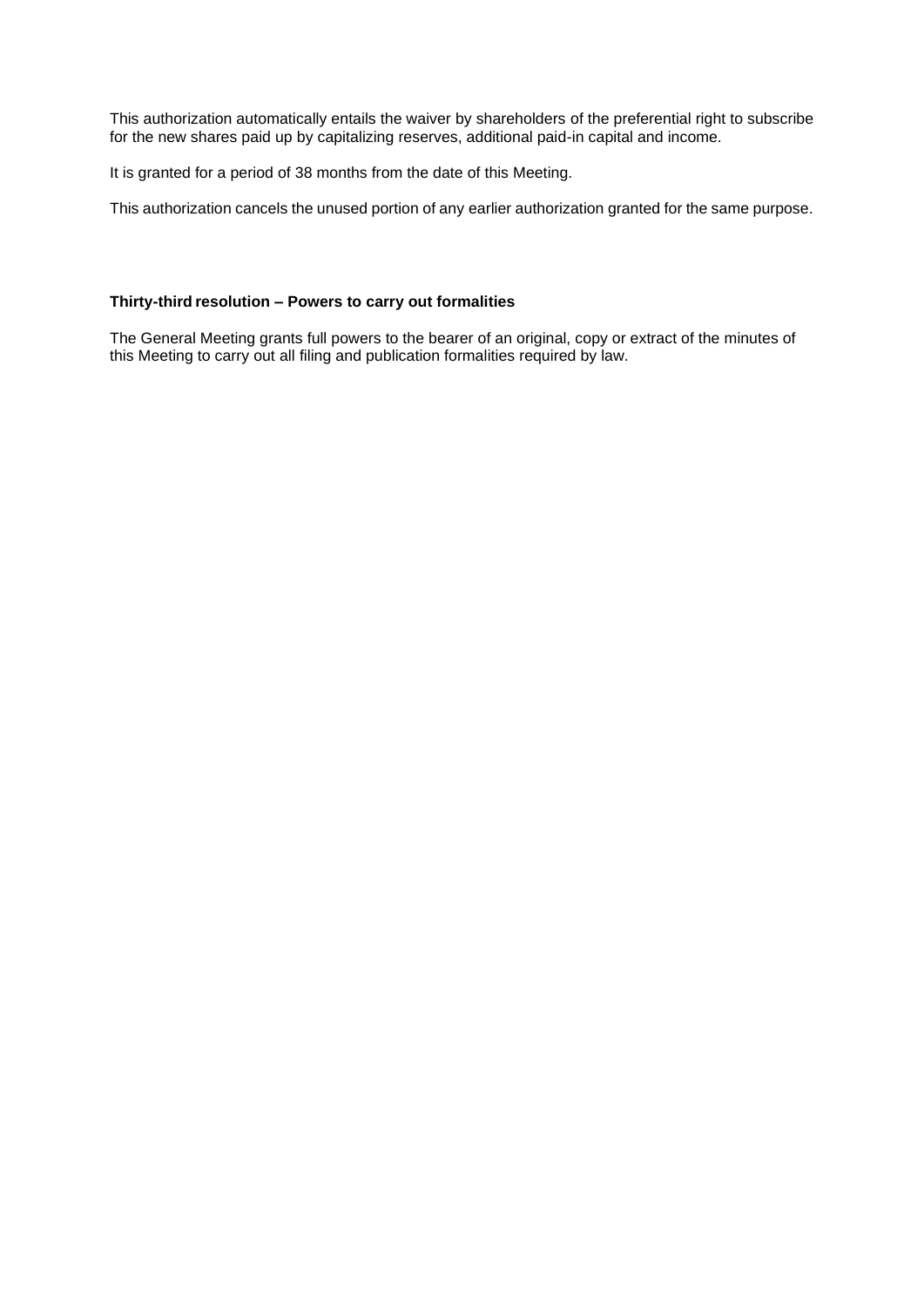This authorization automatically entails the waiver by shareholders of the preferential right to subscribe for the new shares paid up by capitalizing reserves, additional paid-in capital and income.

It is granted for a period of 38 months from the date of this Meeting.

This authorization cancels the unused portion of any earlier authorization granted for the same purpose.

**Thirty-third resolution – Powers to carry out formalities**

The General Meeting grants full powers to the bearer of an original, copy or extract of the minutes of this Meeting to carry out all filing and publication formalities required by law.